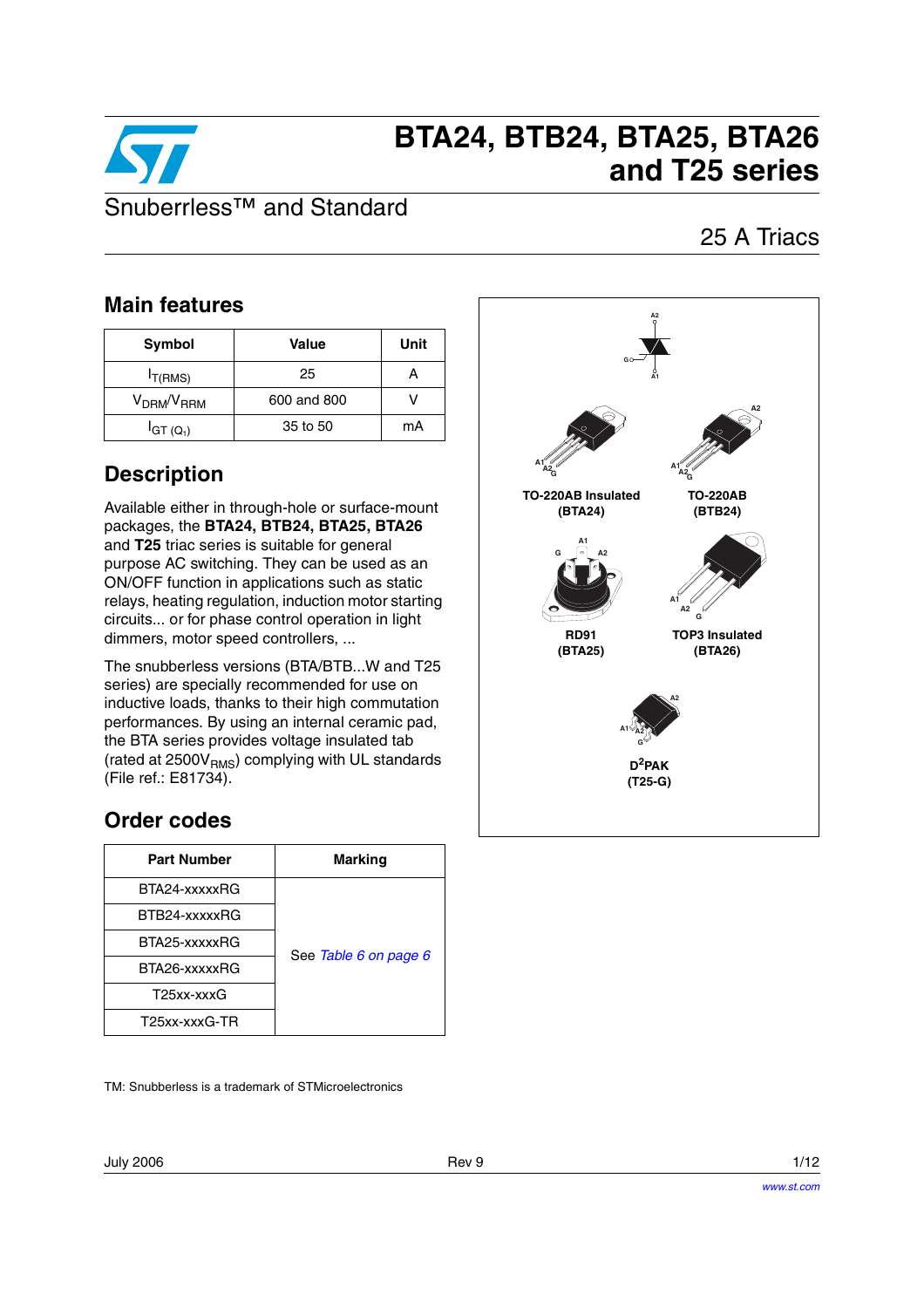# BTA24, BTB24, BTA25, BTA26 and T25 series

Snuberrless™ and Standard

25 A Triacs

## Main features

| Symbol | Value | Unit |
|---|---|---|
| $I_{T(RMS)}$ | 25 | A |
| $V_{DRM}/V_{RRM}$ | 600 and 800 | V |
| $I_{GT\ (Q_1)}$ | 35 to 50 | mA |

## Description

Available either in through-hole or surface-mount packages, the **BTA24, BTB24, BTA25, BTA26** and **T25** triac series is suitable for general purpose AC switching. They can be used as an ON/OFF function in applications such as static relays, heating regulation, induction motor starting circuits... or for phase control operation in light dimmers, motor speed controllers, ...

The snubberless versions (BTA/BTB...W and T25 series) are specially recommended for use on inductive loads, thanks to their high commutation performances. By using an internal ceramic pad, the BTA series provides voltage insulated tab (rated at 2500$V_{RMS}$) complying with UL standards (File ref.: E81734).

TO-220AB Insulated (BTA24)

TO-220AB (BTB24)

RD91 (BTA25)

TOP3 Insulated (BTA26)

$D^2$PAK (T25-G)

## Order codes

| Part Number | Marking |
|---|---|
| BTA24-xxxxxRG | See *Table 6 on page 6* |
| BTB24-xxxxxRG | |
| BTA25-xxxxxRG | |
| BTA26-xxxxxRG | |
| T25xx-xxxG | |
| T25xx-xxxG-TR | |

TM: Snubberless is a trademark of STMicroelectronics

July 2006 Rev 9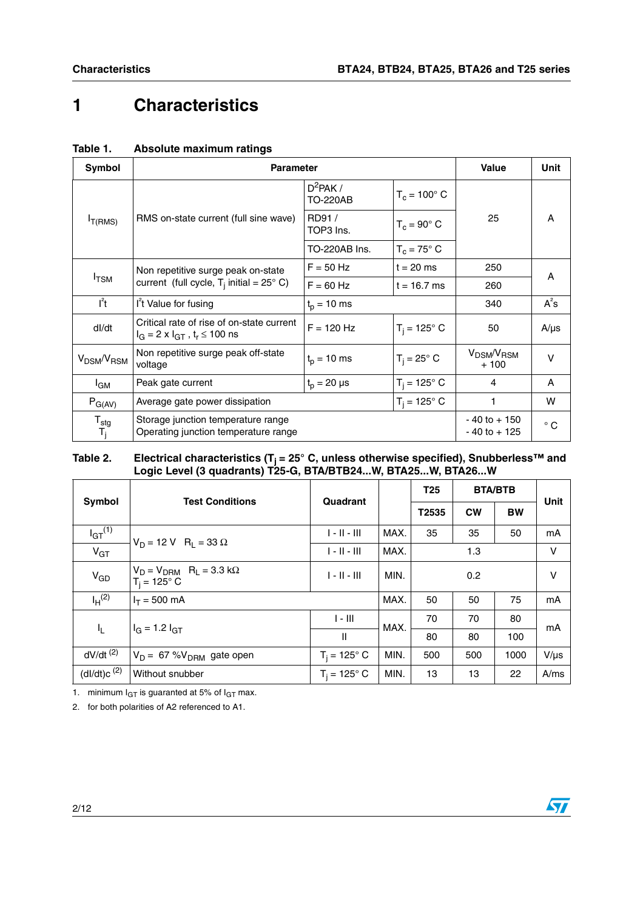# 1 Characteristics

**Table 1. Absolute maximum ratings**

| Symbol | Parameter | | | Value | Unit |
|---|---|---|---|---|---|
| $I_{T(RMS)}$ | RMS on-state current (full sine wave) | $D^2PAK$ / TO-220AB | $T_c$ = 100° C | 25 | A |
| | | RD91 / TOP3 Ins. | $T_c$ = 90° C | | |
| | | TO-220AB Ins. | $T_c$ = 75° C | | |
| $I_{TSM}$ | Non repetitive surge peak on-state current (full cycle, $T_j$ initial = 25° C) | F = 50 Hz | t = 20 ms | 250 | A |
| | | F = 60 Hz | t = 16.7 ms | 260 | |
| $I^2t$ | $I^2t$ Value for fusing | $t_p$ = 10 ms | | 340 | $A^2s$ |
| dI/dt | Critical rate of rise of on-state current $I_G = 2 \times I_{GT}$, $t_r \leq 100$ ns | F = 120 Hz | $T_j$ = 125° C | 50 | A/µs |
| $V_{DSM}/V_{RSM}$ | Non repetitive surge peak off-state voltage | $t_p$ = 10 ms | $T_j$ = 25° C | $V_{DSM}/V_{RSM}$ + 100 | V |
| $I_{GM}$ | Peak gate current | $t_p$ = 20 µs | $T_j$ = 125° C | 4 | A |
| $P_{G(AV)}$ | Average gate power dissipation | | $T_j$ = 125° C | 1 | W |
| $T_{stg}$ $T_j$ | Storage junction temperature range Operating junction temperature range | | | - 40 to + 150 - 40 to + 125 | ° C |

**Table 2. Electrical characteristics ($T_j$ = 25° C, unless otherwise specified), Snubberless™ and Logic Level (3 quadrants) T25-G, BTA/BTB24...W, BTA25...W, BTA26...W**

| Symbol | Test Conditions | Quadrant | | T25 | BTA/BTB | | Unit |
|---|---|---|---|---|---|---|---|
| | | | | T2535 | CW | BW | |
| $I_{GT}$ (1) | $V_D$ = 12 V $R_L$ = 33 Ω | I - II - III | MAX. | 35 | 35 | 50 | mA |
| $V_{GT}$ | | I - II - III | MAX. | 1.3 | | | V |
| $V_{GD}$ | $V_D = V_{DRM}$ $R_L$ = 3.3 kΩ $T_j$ = 125° C | I - II - III | MIN. | 0.2 | | | V |
| $I_H$ (2) | $I_T$ = 500 mA | | MAX. | 50 | 50 | 75 | mA |
| $I_L$ | $I_G = 1.2\ I_{GT}$ | I - III | MAX. | 70 | 70 | 80 | mA |
| | | II | | 80 | 80 | 100 | |
| dV/dt (2) | $V_D$ = 67 %$V_{DRM}$ gate open | $T_j$ = 125° C | MIN. | 500 | 500 | 1000 | V/µs |
| (dI/dt)c (2) | Without snubber | $T_j$ = 125° C | MIN. | 13 | 13 | 22 | A/ms |

1. minimum $I_{GT}$ is guaranted at 5% of $I_{GT}$ max.
2. for both polarities of A2 referenced to A1.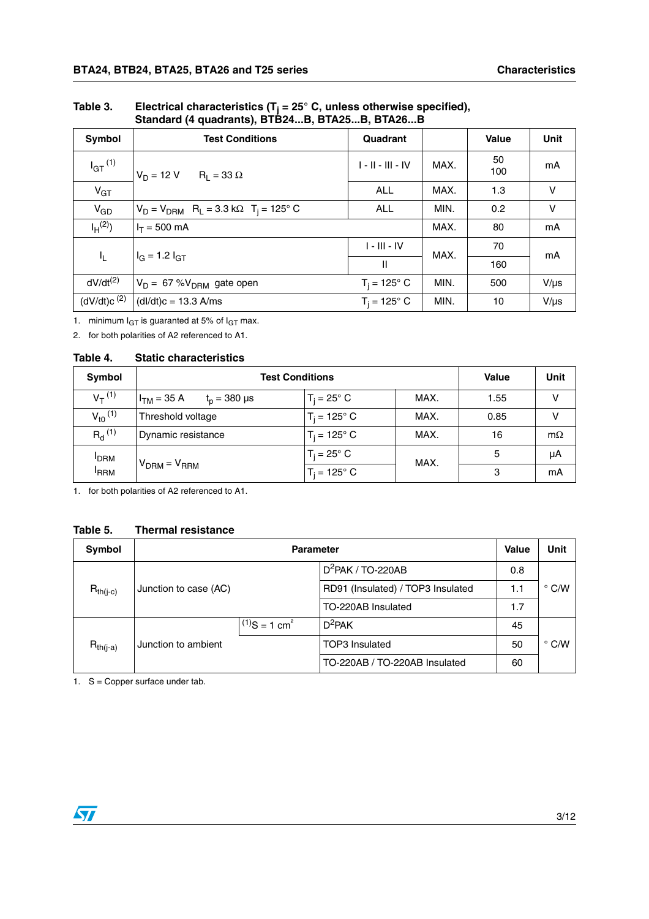**Table 3. Electrical characteristics ($T_j$ = 25° C, unless otherwise specified), Standard (4 quadrants), BTB24...B, BTA25...B, BTA26...B**

| Symbol | Test Conditions | Quadrant | | Value | Unit |
|---|---|---|---|---|---|
| $I_{GT}$ (1) | $V_D$ = 12 V $R_L$ = 33 Ω | I - II - III - IV | MAX. | 50<br>100 | mA |
| $V_{GT}$ | | ALL | MAX. | 1.3 | V |
| $V_{GD}$ | $V_D = V_{DRM}$ $R_L$ = 3.3 kΩ $T_j$ = 125° C | ALL | MIN. | 0.2 | V |
| $I_H$ (2) | $I_T$ = 500 mA | | MAX. | 80 | mA |
| $I_L$ | $I_G$ = 1.2 $I_{GT}$ | I - III - IV | MAX. | 70 | mA |
| | | II | | 160 | |
| dV/dt (2) | $V_D$ = 67 %$V_{DRM}$ gate open | $T_j$ = 125° C | MIN. | 500 | V/µs |
| (dV/dt)c (2) | (dI/dt)c = 13.3 A/ms | $T_j$ = 125° C | MIN. | 10 | V/µs |

1. minimum $I_{GT}$ is guaranted at 5% of $I_{GT}$ max.
2. for both polarities of A2 referenced to A1.

**Table 4. Static characteristics**

| Symbol | Test Conditions | | | Value | Unit |
|---|---|---|---|---|---|
| $V_T$ (1) | $I_{TM}$ = 35 A $t_p$ = 380 µs | $T_j$ = 25° C | MAX. | 1.55 | V |
| $V_{t0}$ (1) | Threshold voltage | $T_j$ = 125° C | MAX. | 0.85 | V |
| $R_d$ (1) | Dynamic resistance | $T_j$ = 125° C | MAX. | 16 | mΩ |
| $I_{DRM}$<br>$I_{RRM}$ | $V_{DRM} = V_{RRM}$ | $T_j$ = 25° C | MAX. | 5 | µA |
| | | $T_j$ = 125° C | | 3 | mA |

1. for both polarities of A2 referenced to A1.

**Table 5. Thermal resistance**

| Symbol | Parameter | | | Value | Unit |
|---|---|---|---|---|---|
| $R_{th(j-c)}$ | Junction to case (AC) | | $D^2PAK$ / TO-220AB | 0.8 | ° C/W |
| | | | RD91 (Insulated) / TOP3 Insulated | 1.1 | |
| | | | TO-220AB Insulated | 1.7 | |
| $R_{th(j-a)}$ | Junction to ambient | (1) S = 1 $cm^2$ | $D^2PAK$ | 45 | ° C/W |
| | | | TOP3 Insulated | 50 | |
| | | | TO-220AB / TO-220AB Insulated | 60 | |

1. S = Copper surface under tab.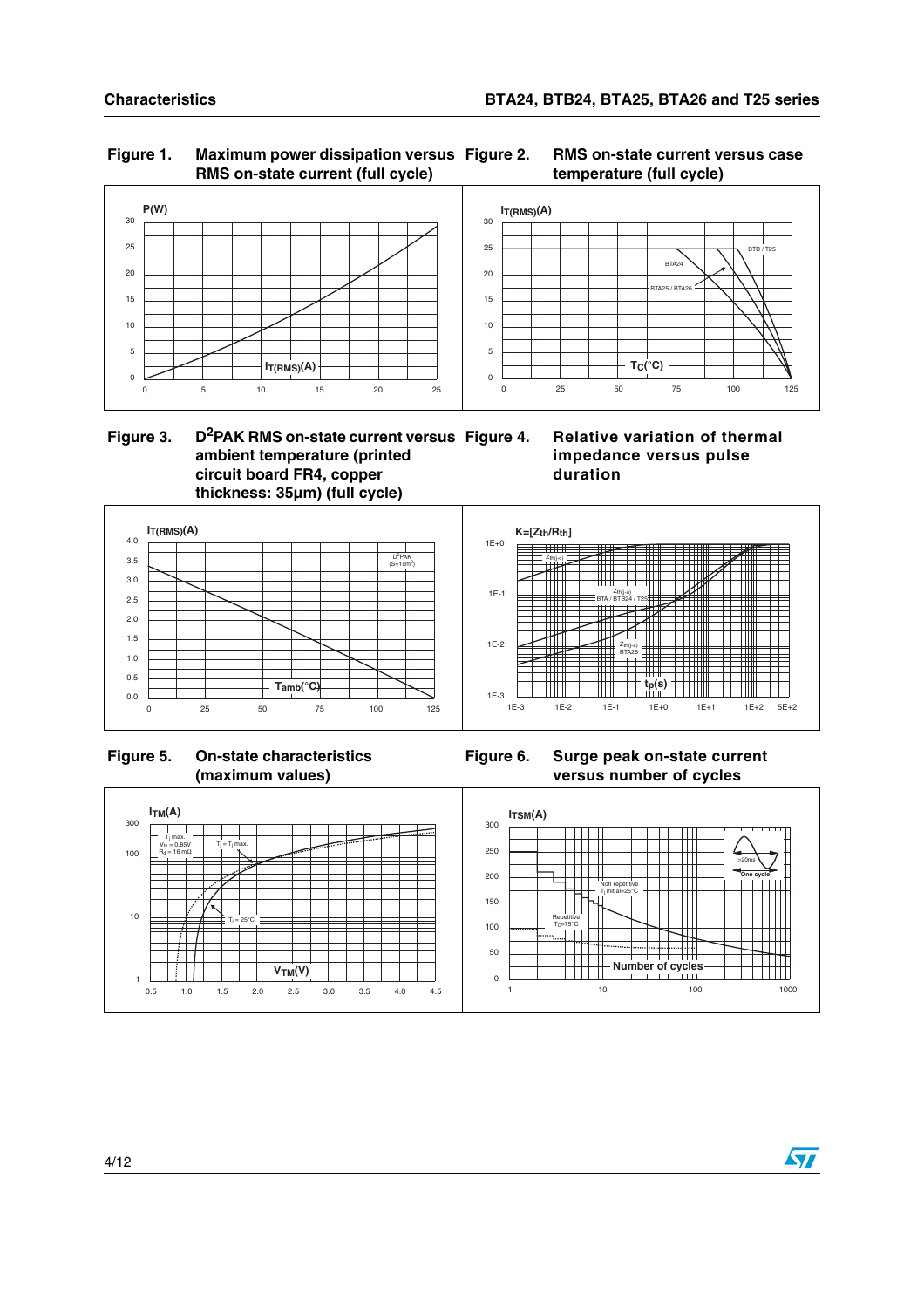**Figure 1. Maximum power dissipation versus RMS on-state current (full cycle)**

**Figure 2. RMS on-state current versus case temperature (full cycle)**

**Figure 3. $D^2PAK$ RMS on-state current versus ambient temperature (printed circuit board FR4, copper thickness: 35µm) (full cycle)**

**Figure 4. Relative variation of thermal impedance versus pulse duration**

**Figure 5. On-state characteristics (maximum values)**

**Figure 6. Surge peak on-state current versus number of cycles**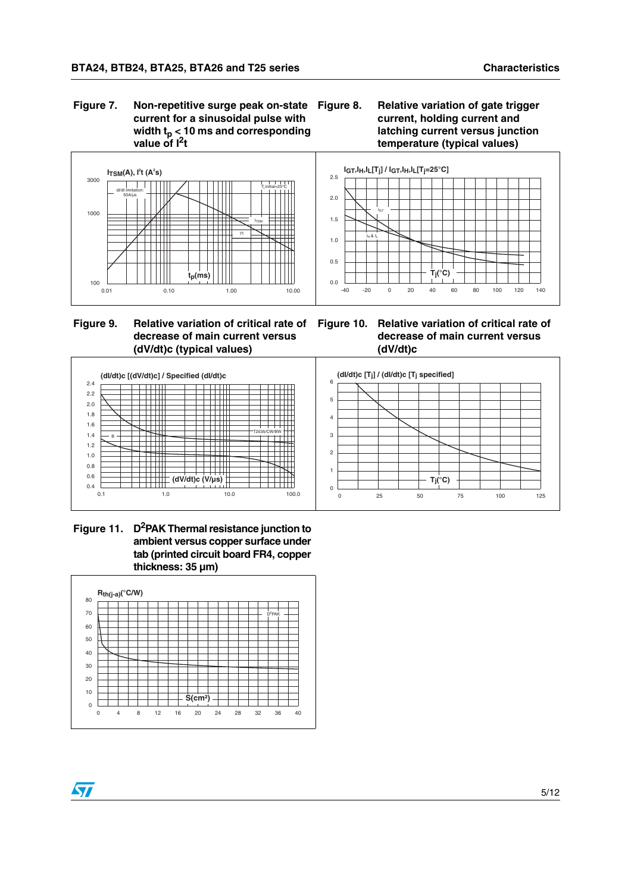**Figure 7. Non-repetitive surge peak on-state current for a sinusoidal pulse with width $t_p$ < 10 ms and corresponding value of $I^2t$**

$I_{TSM}$(A), $I^2t$ ($A^2s$)

3000, 1000, 100

dI/dt limitation: 50A/µs

$T_j$ initial=25°C

$I_{TSM}$

$I^2t$

$t_p$(ms)

0.01, 0.10, 1.00, 10.00

**Figure 8. Relative variation of gate trigger current, holding current and latching current versus junction temperature (typical values)**

$I_{GT}$,$I_H$,$I_L$[$T_j$] / $I_{GT}$,$I_H$,$I_L$[$T_j$=25°C]

2.5, 2.0, 1.5, 1.0, 0.5, 0.0

$I_{GT}$

$I_H$ & $I_L$

$T_j$(°C)

-40, -20, 0, 20, 40, 60, 80, 100, 120, 140

**Figure 9. Relative variation of critical rate of decrease of main current versus (dV/dt)c (typical values)**

(dI/dt)c [(dV/dt)c] / Specified (dI/dt)c

2.4, 2.2, 2.0, 1.8, 1.6, 1.4, 1.2, 1.0, 0.8, 0.6, 0.4

B

T2535/CW/BW

(dV/dt)c (V/µs)

0.1, 1.0, 10.0, 100.0

**Figure 10. Relative variation of critical rate of decrease of main current versus (dV/dt)c**

(dI/dt)c [$T_j$] / (dI/dt)c [$T_j$ specified]

6, 5, 4, 3, 2, 1, 0

$T_j$(°C)

0, 25, 50, 75, 100, 125

**Figure 11. $D^2PAK$ Thermal resistance junction to ambient versus copper surface under tab (printed circuit board FR4, copper thickness: 35 µm)**

$R_{th(j-a)}$(°C/W)

80, 70, 60, 50, 40, 30, 20, 10, 0

$D^2PAK$

S(cm²)

0, 4, 8, 12, 16, 20, 24, 28, 32, 36, 40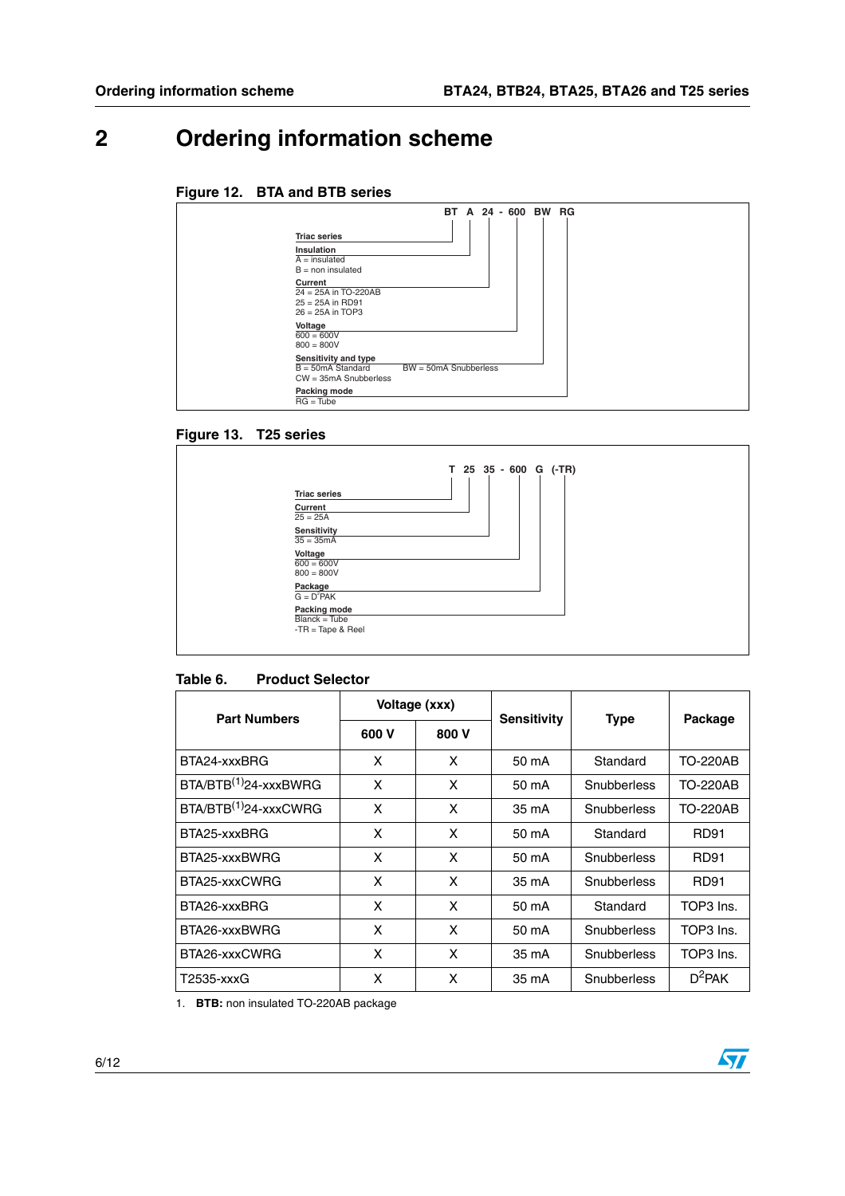# 2 Ordering information scheme

**Figure 12. BTA and BTB series**

**BT A 24 - 600 BW RG**

- **Triac series** (BT)
- **Insulation** (A)
  - A = insulated
  - B = non insulated
- **Current** (24)
  - 24 = 25A in TO-220AB
  - 25 = 25A in RD91
  - 26 = 25A in TOP3
- **Voltage** (600)
  - 600 = 600V
  - 800 = 800V
- **Sensitivity and type** (BW)
  - B = 50mA Standard
  - BW = 50mA Snubberless
  - CW = 35mA Snubberless
- **Packing mode** (RG)
  - RG = Tube

**Figure 13. T25 series**

**T 25 35 - 600 G (-TR)**

- **Triac series** (T)
- **Current** (25)
  - 25 = 25A
- **Sensitivity** (35)
  - 35 = 35mA
- **Voltage** (600)
  - 600 = 600V
  - 800 = 800V
- **Package** (G)
  - G = $D^2PAK$
- **Packing mode** ((-TR))
  - Blanck = Tube
  - -TR = Tape & Reel

**Table 6. Product Selector**

| Part Numbers | Voltage (xxx) | | Sensitivity | Type | Package |
|---|---|---|---|---|---|
| | 600 V | 800 V | | | |
| BTA24-xxxBRG | X | X | 50 mA | Standard | TO-220AB |
| BTA/BTB[(1)]24-xxxBWRG | X | X | 50 mA | Snubberless | TO-220AB |
| BTA/BTB[(1)]24-xxxCWRG | X | X | 35 mA | Snubberless | TO-220AB |
| BTA25-xxxBRG | X | X | 50 mA | Standard | RD91 |
| BTA25-xxxBWRG | X | X | 50 mA | Snubberless | RD91 |
| BTA25-xxxCWRG | X | X | 35 mA | Snubberless | RD91 |
| BTA26-xxxBRG | X | X | 50 mA | Standard | TOP3 Ins. |
| BTA26-xxxBWRG | X | X | 50 mA | Snubberless | TOP3 Ins. |
| BTA26-xxxCWRG | X | X | 35 mA | Snubberless | TOP3 Ins. |
| T2535-xxxG | X | X | 35 mA | Snubberless | $D^2PAK$ |

1. **BTB:** non insulated TO-220AB package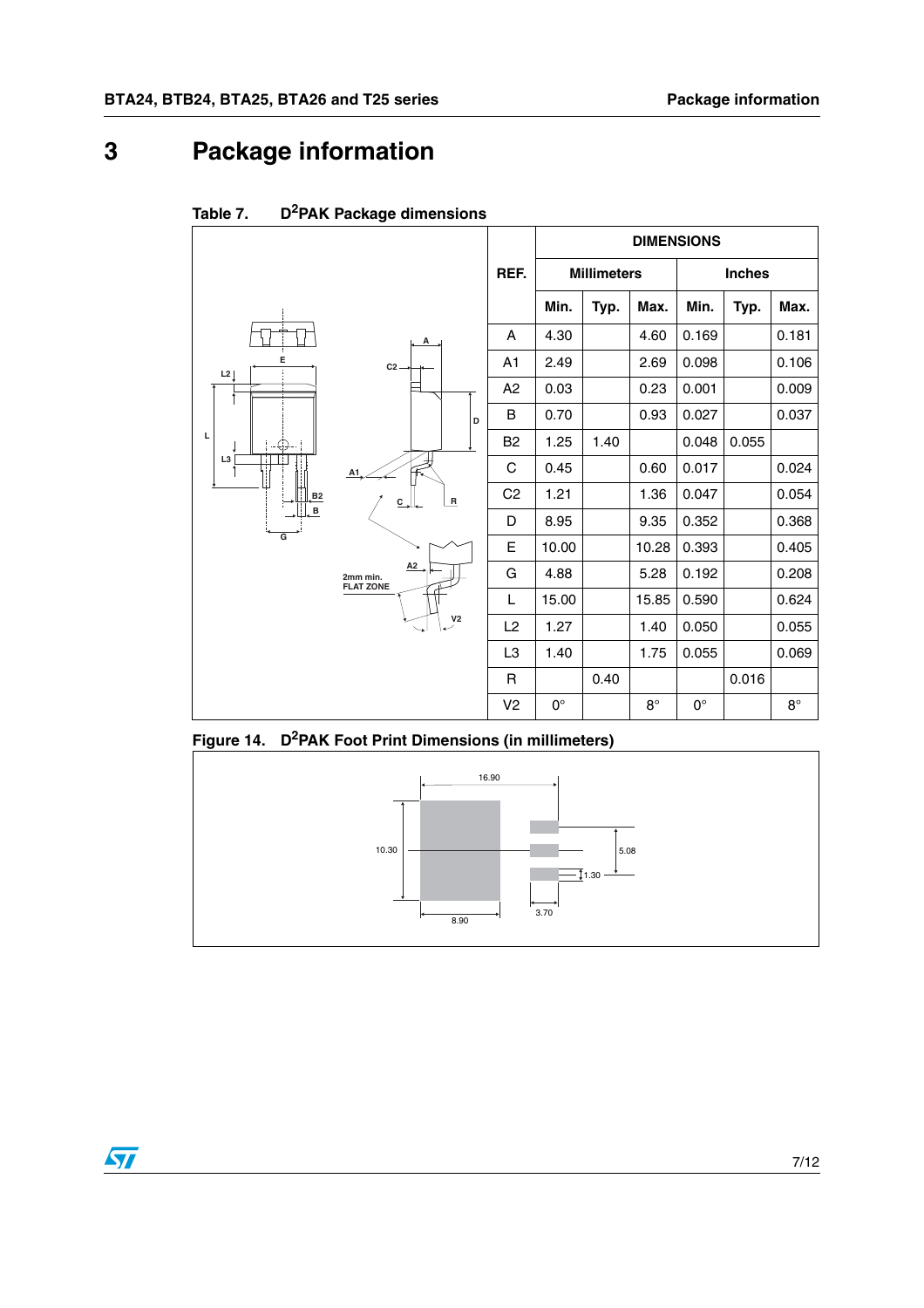# 3 Package information

Table 7. $D^2PAK$ Package dimensions

| REF. | Millimeters | | | Inches | | |
|---|---|---|---|---|---|---|
| | Min. | Typ. | Max. | Min. | Typ. | Max. |
| A | 4.30 | | 4.60 | 0.169 | | 0.181 |
| A1 | 2.49 | | 2.69 | 0.098 | | 0.106 |
| A2 | 0.03 | | 0.23 | 0.001 | | 0.009 |
| B | 0.70 | | 0.93 | 0.027 | | 0.037 |
| B2 | 1.25 | 1.40 | | 0.048 | 0.055 | |
| C | 0.45 | | 0.60 | 0.017 | | 0.024 |
| C2 | 1.21 | | 1.36 | 0.047 | | 0.054 |
| D | 8.95 | | 9.35 | 0.352 | | 0.368 |
| E | 10.00 | | 10.28 | 0.393 | | 0.405 |
| G | 4.88 | | 5.28 | 0.192 | | 0.208 |
| L | 15.00 | | 15.85 | 0.590 | | 0.624 |
| L2 | 1.27 | | 1.40 | 0.050 | | 0.055 |
| L3 | 1.40 | | 1.75 | 0.055 | | 0.069 |
| R | | 0.40 | | | 0.016 | |
| V2 | 0° | | 8° | 0° | | 8° |

Figure 14. $D^2PAK$ Foot Print Dimensions (in millimeters)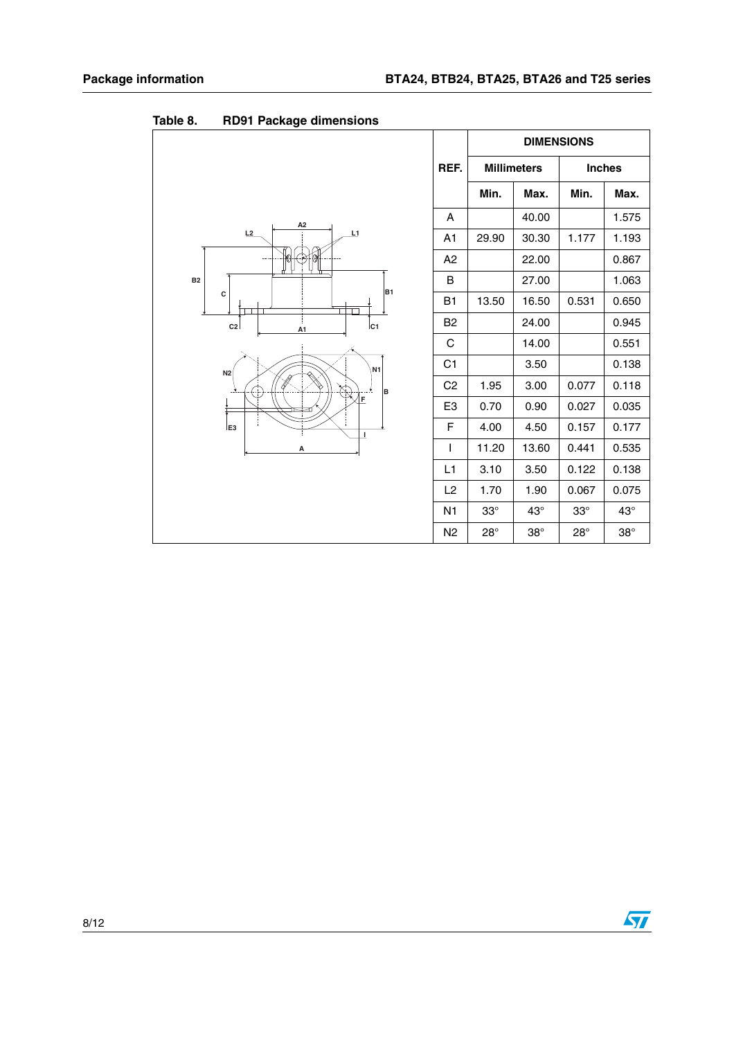Table 8. RD91 Package dimensions

| REF. | DIMENSIONS | | | |
|---|---|---|---|---|
| | Millimeters | | Inches | |
| | Min. | Max. | Min. | Max. |
| A | | 40.00 | | 1.575 |
| A1 | 29.90 | 30.30 | 1.177 | 1.193 |
| A2 | | 22.00 | | 0.867 |
| B | | 27.00 | | 1.063 |
| B1 | 13.50 | 16.50 | 0.531 | 0.650 |
| B2 | | 24.00 | | 0.945 |
| C | | 14.00 | | 0.551 |
| C1 | | 3.50 | | 0.138 |
| C2 | 1.95 | 3.00 | 0.077 | 0.118 |
| E3 | 0.70 | 0.90 | 0.027 | 0.035 |
| F | 4.00 | 4.50 | 0.157 | 0.177 |
| I | 11.20 | 13.60 | 0.441 | 0.535 |
| L1 | 3.10 | 3.50 | 0.122 | 0.138 |
| L2 | 1.70 | 1.90 | 0.067 | 0.075 |
| N1 | 33° | 43° | 33° | 43° |
| N2 | 28° | 38° | 28° | 38° |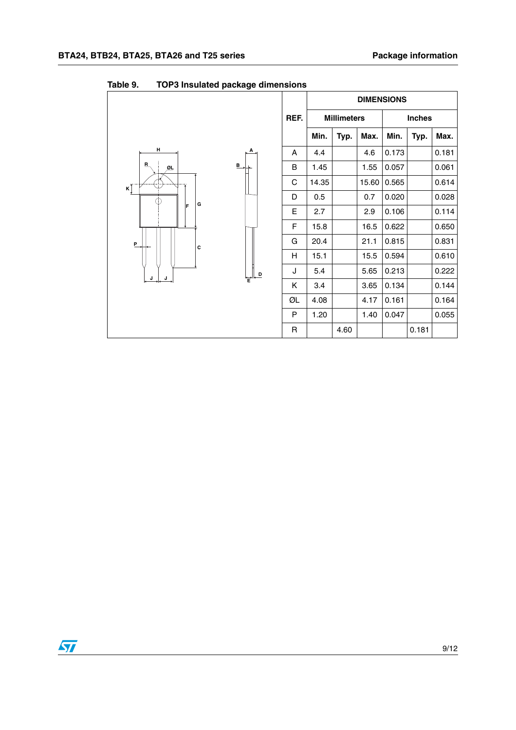**Table 9. TOP3 Insulated package dimensions**

| REF. | Millimeters | | | Inches | | |
|---|---|---|---|---|---|---|
| | Min. | Typ. | Max. | Min. | Typ. | Max. |
| A | 4.4 | | 4.6 | 0.173 | | 0.181 |
| B | 1.45 | | 1.55 | 0.057 | | 0.061 |
| C | 14.35 | | 15.60 | 0.565 | | 0.614 |
| D | 0.5 | | 0.7 | 0.020 | | 0.028 |
| E | 2.7 | | 2.9 | 0.106 | | 0.114 |
| F | 15.8 | | 16.5 | 0.622 | | 0.650 |
| G | 20.4 | | 21.1 | 0.815 | | 0.831 |
| H | 15.1 | | 15.5 | 0.594 | | 0.610 |
| J | 5.4 | | 5.65 | 0.213 | | 0.222 |
| K | 3.4 | | 3.65 | 0.134 | | 0.144 |
| ØL | 4.08 | | 4.17 | 0.161 | | 0.164 |
| P | 1.20 | | 1.40 | 0.047 | | 0.055 |
| R | | 4.60 | | | 0.181 | |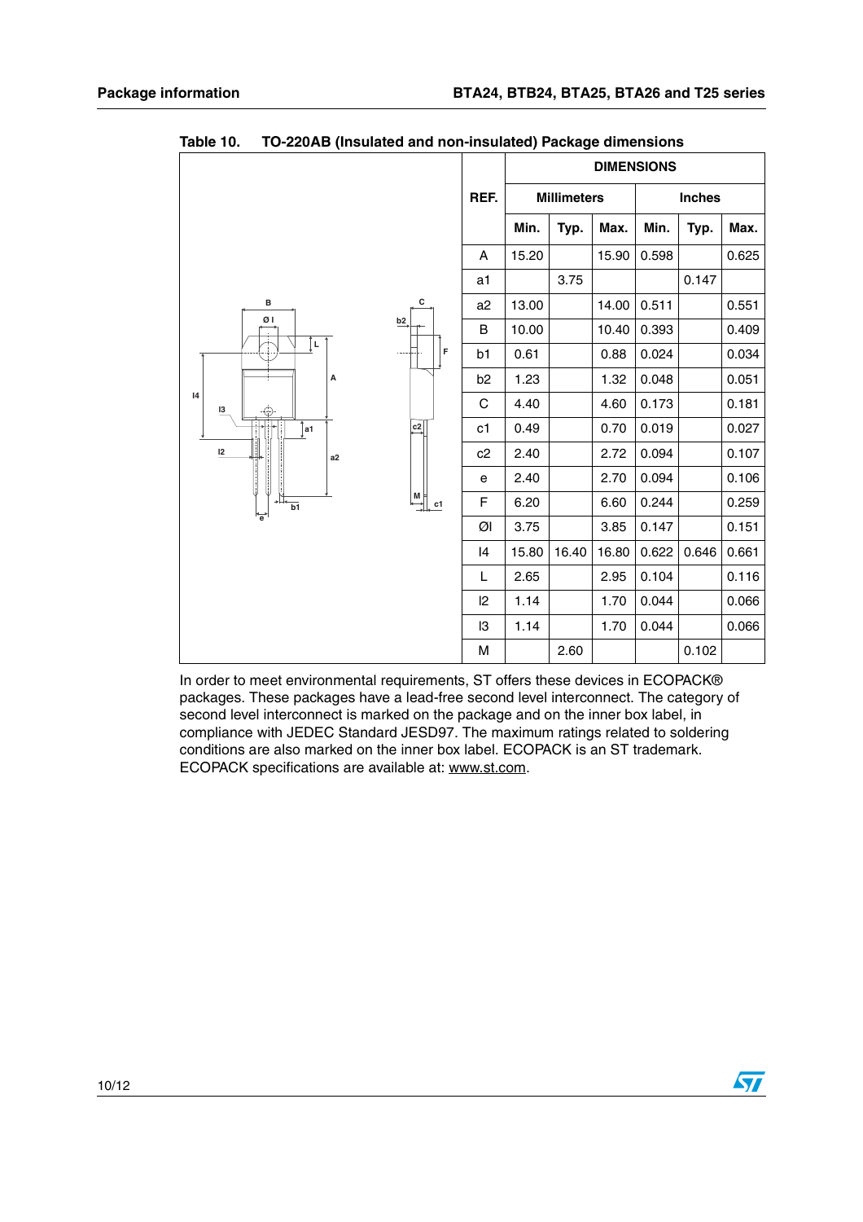Table 10. TO-220AB (Insulated and non-insulated) Package dimensions

| REF. | DIMENSIONS | | | | | |
|---|---|---|---|---|---|---|
| | Millimeters | | | Inches | | |
| | Min. | Typ. | Max. | Min. | Typ. | Max. |
| A | 15.20 | | 15.90 | 0.598 | | 0.625 |
| a1 | | 3.75 | | | 0.147 | |
| a2 | 13.00 | | 14.00 | 0.511 | | 0.551 |
| B | 10.00 | | 10.40 | 0.393 | | 0.409 |
| b1 | 0.61 | | 0.88 | 0.024 | | 0.034 |
| b2 | 1.23 | | 1.32 | 0.048 | | 0.051 |
| C | 4.40 | | 4.60 | 0.173 | | 0.181 |
| c1 | 0.49 | | 0.70 | 0.019 | | 0.027 |
| c2 | 2.40 | | 2.72 | 0.094 | | 0.107 |
| e | 2.40 | | 2.70 | 0.094 | | 0.106 |
| F | 6.20 | | 6.60 | 0.244 | | 0.259 |
| ØI | 3.75 | | 3.85 | 0.147 | | 0.151 |
| l4 | 15.80 | 16.40 | 16.80 | 0.622 | 0.646 | 0.661 |
| L | 2.65 | | 2.95 | 0.104 | | 0.116 |
| l2 | 1.14 | | 1.70 | 0.044 | | 0.066 |
| l3 | 1.14 | | 1.70 | 0.044 | | 0.066 |
| M | | 2.60 | | | 0.102 | |

In order to meet environmental requirements, ST offers these devices in ECOPACK® packages. These packages have a lead-free second level interconnect. The category of second level interconnect is marked on the package and on the inner box label, in compliance with JEDEC Standard JESD97. The maximum ratings related to soldering conditions are also marked on the inner box label. ECOPACK is an ST trademark. ECOPACK specifications are available at: www.st.com.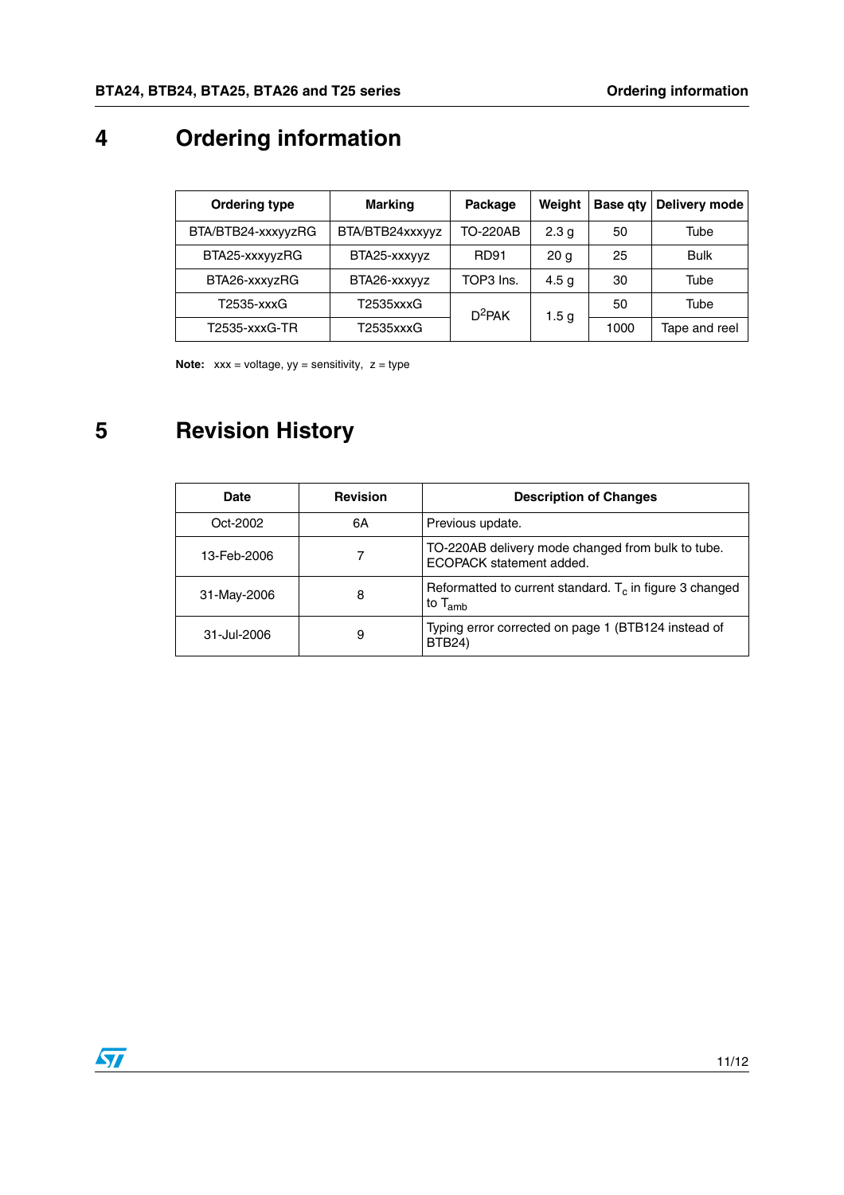# 4 Ordering information

| Ordering type | Marking | Package | Weight | Base qty | Delivery mode |
|---|---|---|---|---|---|
| BTA/BTB24-xxxyyzRG | BTA/BTB24xxxyyz | TO-220AB | 2.3 g | 50 | Tube |
| BTA25-xxxyyzRG | BTA25-xxxyyz | RD91 | 20 g | 25 | Bulk |
| BTA26-xxxyzRG | BTA26-xxxyyz | TOP3 Ins. | 4.5 g | 30 | Tube |
| T2535-xxxG | T2535xxxG | $D^2$PAK | 1.5 g | 50 | Tube |
| T2535-xxxG-TR | T2535xxxG | | | 1000 | Tape and reel |

**Note:** xxx = voltage, yy = sensitivity, z = type

# 5 Revision History

| Date | Revision | Description of Changes |
|---|---|---|
| Oct-2002 | 6A | Previous update. |
| 13-Feb-2006 | 7 | TO-220AB delivery mode changed from bulk to tube. ECOPACK statement added. |
| 31-May-2006 | 8 | Reformatted to current standard. $T_c$ in figure 3 changed to $T_{amb}$ |
| 31-Jul-2006 | 9 | Typing error corrected on page 1 (BTB124 instead of BTB24) |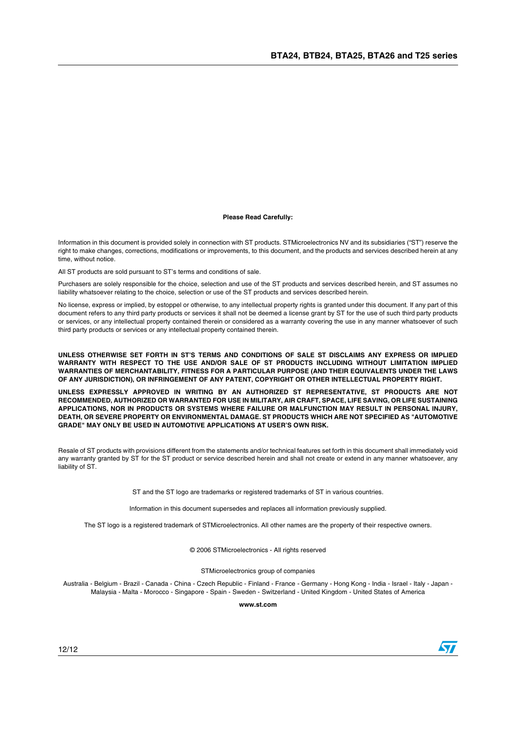**Please Read Carefully:**

Information in this document is provided solely in connection with ST products. STMicroelectronics NV and its subsidiaries ("ST") reserve the right to make changes, corrections, modifications or improvements, to this document, and the products and services described herein at any time, without notice.

All ST products are sold pursuant to ST's terms and conditions of sale.

Purchasers are solely responsible for the choice, selection and use of the ST products and services described herein, and ST assumes no liability whatsoever relating to the choice, selection or use of the ST products and services described herein.

No license, express or implied, by estoppel or otherwise, to any intellectual property rights is granted under this document. If any part of this document refers to any third party products or services it shall not be deemed a license grant by ST for the use of such third party products or services, or any intellectual property contained therein or considered as a warranty covering the use in any manner whatsoever of such third party products or services or any intellectual property contained therein.

**UNLESS OTHERWISE SET FORTH IN ST'S TERMS AND CONDITIONS OF SALE ST DISCLAIMS ANY EXPRESS OR IMPLIED WARRANTY WITH RESPECT TO THE USE AND/OR SALE OF ST PRODUCTS INCLUDING WITHOUT LIMITATION IMPLIED WARRANTIES OF MERCHANTABILITY, FITNESS FOR A PARTICULAR PURPOSE (AND THEIR EQUIVALENTS UNDER THE LAWS OF ANY JURISDICTION), OR INFRINGEMENT OF ANY PATENT, COPYRIGHT OR OTHER INTELLECTUAL PROPERTY RIGHT.**

**UNLESS EXPRESSLY APPROVED IN WRITING BY AN AUTHORIZED ST REPRESENTATIVE, ST PRODUCTS ARE NOT RECOMMENDED, AUTHORIZED OR WARRANTED FOR USE IN MILITARY, AIR CRAFT, SPACE, LIFE SAVING, OR LIFE SUSTAINING APPLICATIONS, NOR IN PRODUCTS OR SYSTEMS WHERE FAILURE OR MALFUNCTION MAY RESULT IN PERSONAL INJURY, DEATH, OR SEVERE PROPERTY OR ENVIRONMENTAL DAMAGE. ST PRODUCTS WHICH ARE NOT SPECIFIED AS "AUTOMOTIVE GRADE" MAY ONLY BE USED IN AUTOMOTIVE APPLICATIONS AT USER'S OWN RISK.**

Resale of ST products with provisions different from the statements and/or technical features set forth in this document shall immediately void any warranty granted by ST for the ST product or service described herein and shall not create or extend in any manner whatsoever, any liability of ST.

ST and the ST logo are trademarks or registered trademarks of ST in various countries.

Information in this document supersedes and replaces all information previously supplied.

The ST logo is a registered trademark of STMicroelectronics. All other names are the property of their respective owners.

© 2006 STMicroelectronics - All rights reserved

STMicroelectronics group of companies

Australia - Belgium - Brazil - Canada - China - Czech Republic - Finland - France - Germany - Hong Kong - India - Israel - Italy - Japan - Malaysia - Malta - Morocco - Singapore - Spain - Sweden - Switzerland - United Kingdom - United States of America

**www.st.com**